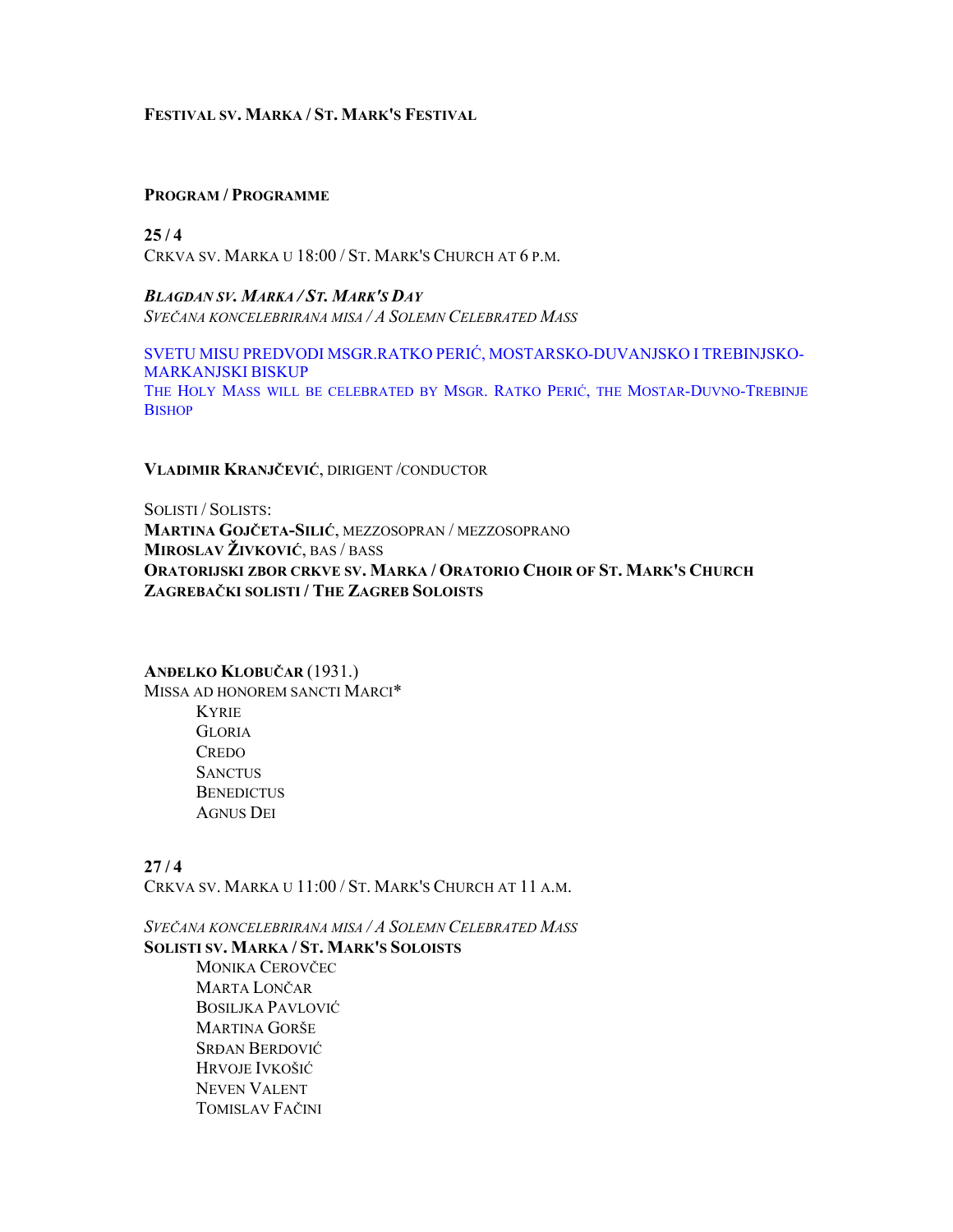# Festival sv. Marka / St. Mark's Festival

## Program / Programme

**25 / 4**
Crkva sv. Marka u 18:00 / St. Mark's Church at 6 p.m.

***Blagdan sv. Marka / St. Mark's Day***
*Svečana koncelebrirana misa / A Solemn Celebrated Mass*

SVETU MISU PREDVODI MSGR.RATKO PERIĆ, MOSTARSKO-DUVANJSKO I TREBINJSKO-MARKANJSKI BISKUP
The Holy Mass will be celebrated by Msgr. Ratko Perić, the Mostar-Duvno-Trebinje Bishop

**Vladimir Kranjčević**, dirigent /conductor

Solisti / Solists:
**Martina Gojčeta-Silić**, mezzosopran / mezzosoprano
**Miroslav Živković**, bas / bass
**Oratorijski zbor crkve sv. Marka / Oratorio Choir of St. Mark's Church**
**Zagrebački solisti / The Zagreb Soloists**

**Anđelko Klobučar** (1931.)
Missa ad honorem Sancti Marci*

- Kyrie
- Gloria
- Credo
- Sanctus
- Benedictus
- Agnus Dei

**27 / 4**
Crkva sv. Marka u 11:00 / St. Mark's Church at 11 a.m.

*Svečana koncelebrirana misa / A Solemn Celebrated Mass*
**Solisti sv. Marka / St. Mark's Soloists**

- Monika Cerovčec
- Marta Lončar
- Bosiljka Pavlović
- Martina Gorše
- Srđan Berdović
- Hrvoje Ivkošić
- Neven Valent
- Tomislav Fačini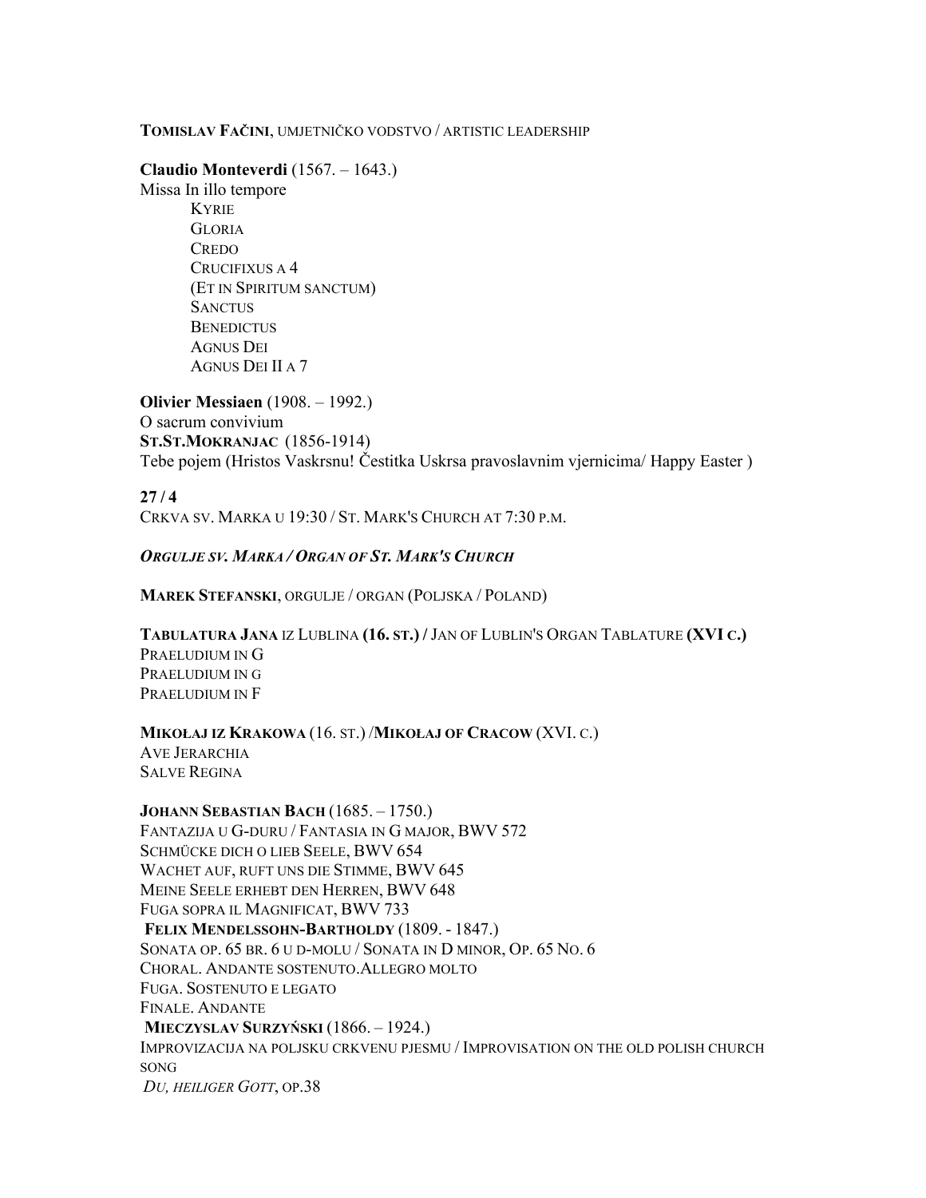**TOMISLAV FAČINI**, UMJETNIČKO VODSTVO / ARTISTIC LEADERSHIP

**Claudio Monteverdi** (1567. – 1643.)
Missa In illo tempore
- KYRIE
- GLORIA
- CREDO
- CRUCIFIXUS A 4
- (ET IN SPIRITUM SANCTUM)
- SANCTUS
- BENEDICTUS
- AGNUS DEI
- AGNUS DEI II A 7

**Olivier Messiaen** (1908. – 1992.)
O sacrum convivium
**ST.ST.MOKRANJAC** (1856-1914)
Tebe pojem (Hristos Vaskrsnu! Čestitka Uskrsa pravoslavnim vjernicima/ Happy Easter )

**27 / 4**
CRKVA SV. MARKA U 19:30 / ST. MARK'S CHURCH AT 7:30 P.M.

***ORGULJE SV. MARKA / ORGAN OF ST. MARK'S CHURCH***

**MAREK STEFANSKI**, ORGULJE / ORGAN (POLJSKA / POLAND)

**TABULATURA JANA** IZ LUBLINA **(16. ST.) /** JAN OF LUBLIN'S ORGAN TABLATURE **(XVI C.)**
PRAELUDIUM IN G
PRAELUDIUM IN G
PRAELUDIUM IN F

**MIKOŁAJ IZ KRAKOWA** (16. ST.) /**MIKOŁAJ OF CRACOW** (XVI. C.)
AVE JERARCHIA
SALVE REGINA

**JOHANN SEBASTIAN BACH** (1685. – 1750.)
FANTAZIJA U G-DURU / FANTASIA IN G MAJOR, BWV 572
SCHMÜCKE DICH O LIEB SEELE, BWV 654
WACHET AUF, RUFT UNS DIE STIMME, BWV 645
MEINE SEELE ERHEBT DEN HERREN, BWV 648
FUGA SOPRA IL MAGNIFICAT, BWV 733
**FELIX MENDELSSOHN-BARTHOLDY** (1809. - 1847.)
SONATA OP. 65 BR. 6 U D-MOLU / SONATA IN D MINOR, OP. 65 NO. 6
CHORAL. ANDANTE SOSTENUTO.ALLEGRO MOLTO
FUGA. SOSTENUTO E LEGATO
FINALE. ANDANTE
**MIECZYSLAV SURZYŃSKI** (1866. – 1924.)
IMPROVIZACIJA NA POLJSKU CRKVENU PJESMU / IMPROVISATION ON THE OLD POLISH CHURCH SONG
*DU, HEILIGER GOTT*, OP.38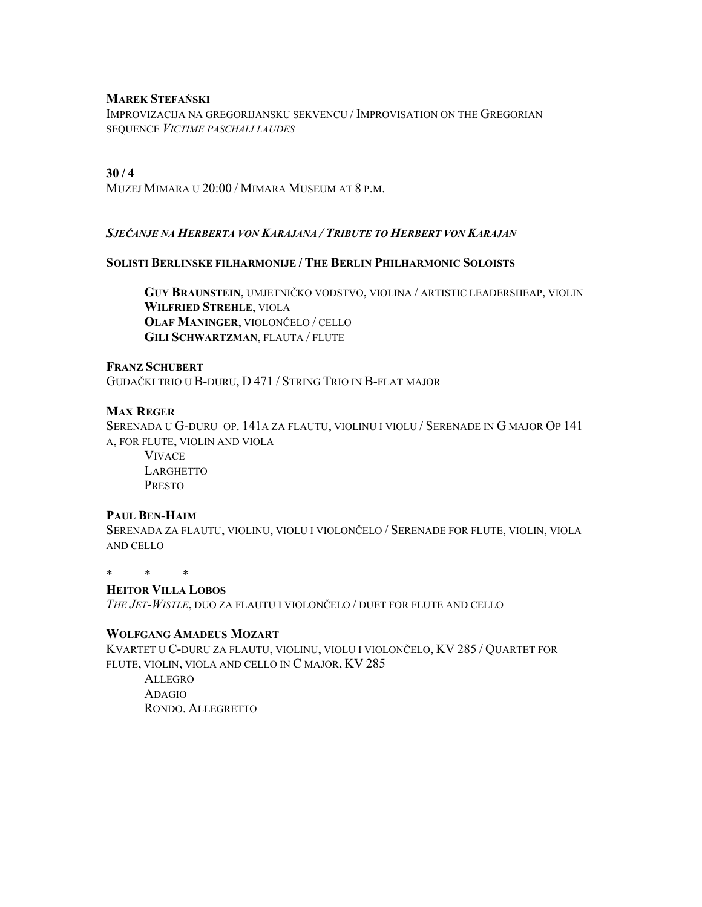**Marek Stefański**
Improvizacija na gregorijansku sekvencu / Improvisation on the Gregorian sequence *Victime paschali laudes*

**30 / 4**
Muzej Mimara u 20:00 / Mimara Museum at 8 p.m.

***Sjećanje na Herberta von Karajana / Tribute to Herbert von Karajan***

**Solisti Berlinske filharmonije / The Berlin Philharmonic Soloists**

> **Guy Braunstein**, umjetničko vodstvo, violina / artistic leadersheap, violin
> **Wilfried Strehle**, viola
> **Olaf Maninger**, violončelo / cello
> **Gili Schwartzman**, flauta / flute

**Franz Schubert**
Gudački trio u B-duru, D 471 / String Trio in B-flat major

**Max Reger**
Serenada u G-duru op. 141a za flautu, violinu i violu / Serenade in G major Op 141 a, for flute, violin and viola

> Vivace
> Larghetto
> Presto

**Paul Ben-Haim**
Serenada za flautu, violinu, violu i violončelo / Serenade for flute, violin, viola and cello

\* \* \*

**Heitor Villa Lobos**
*The Jet-Wistle*, duo za flautu i violončelo / duet for flute and cello

**Wolfgang Amadeus Mozart**
Kvartet u C-duru za flautu, violinu, violu i violončelo, KV 285 / Quartet for flute, violin, viola and cello in C major, KV 285

> Allegro
> Adagio
> Rondo. Allegretto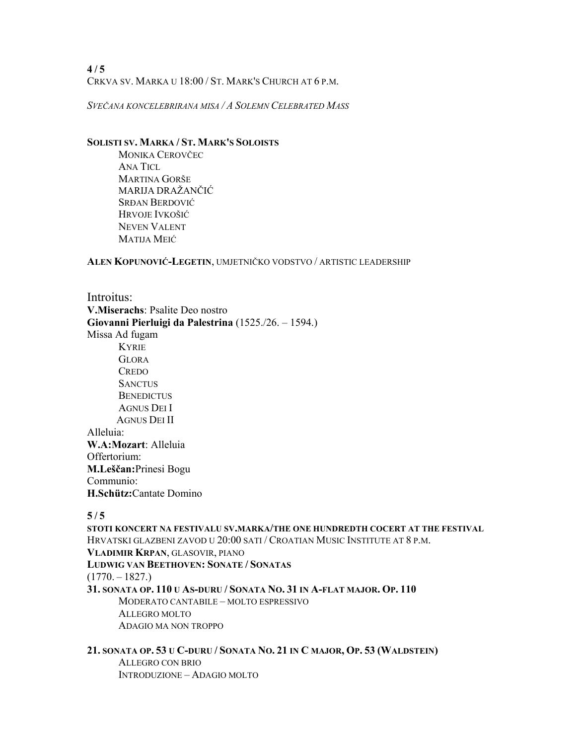**4 / 5**

CRKVA SV. MARKA U 18:00 / ST. MARK'S CHURCH AT 6 P.M.

*SVEČANA KONCELEBRIRANA MISA / A SOLEMN CELEBRATED MASS*

**SOLISTI SV. MARKA / ST. MARK'S SOLOISTS**

- MONIKA CEROVČEC
- ANA TICL
- MARTINA GORŠE
- MARIJA DRAŽANČIĆ
- SRĐAN BERDOVIĆ
- HRVOJE IVKOŠIĆ
- NEVEN VALENT
- MATIJA MEIĆ

**ALEN KOPUNOVIĆ-LEGETIN**, UMJETNIČKO VODSTVO / ARTISTIC LEADERSHIP

Introitus:
**V.Miserachs**: Psalite Deo nostro
**Giovanni Pierluigi da Palestrina** (1525./26. – 1594.)
Missa Ad fugam

- KYRIE
- GLORA
- CREDO
- SANCTUS
- BENEDICTUS
- AGNUS DEI I
- AGNUS DEI II

Alleluia:
**W.A:Mozart**: Alleluia
Offertorium:
**M.Leščan:**Prinesi Bogu
Communio:
**H.Schütz:**Cantate Domino

**5 / 5**

**STOTI KONCERT NA FESTIVALU SV.MARKA/THE ONE HUNDREDTH COCERT AT THE FESTIVAL**
HRVATSKI GLAZBENI ZAVOD U 20:00 SATI / CROATIAN MUSIC INSTITUTE AT 8 P.M.
**VLADIMIR KRPAN**, GLASOVIR, PIANO
**LUDWIG VAN BEETHOVEN: SONATE / SONATAS**
(1770. – 1827.)

**31. SONATA OP. 110 U AS-DURU / SONATA NO. 31 IN A-FLAT MAJOR. OP. 110**

- MODERATO CANTABILE – MOLTO ESPRESSIVO
- ALLEGRO MOLTO
- ADAGIO MA NON TROPPO

**21. SONATA OP. 53 U C-DURU / SONATA NO. 21 IN C MAJOR, OP. 53 (WALDSTEIN)**

- ALLEGRO CON BRIO
- INTRODUZIONE – ADAGIO MOLTO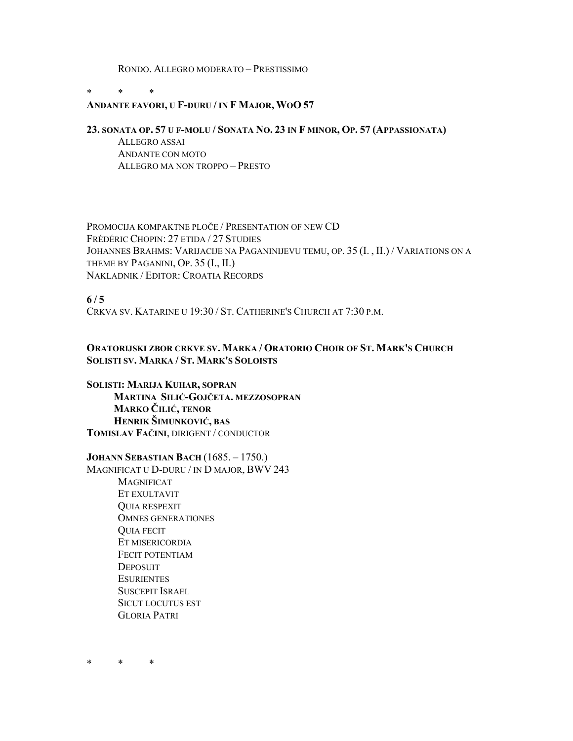RONDO. ALLEGRO MODERATO – PRESTISSIMO

\*    \*    \*

**ANDANTE FAVORI, U F-DURU / IN F MAJOR, WOO 57**

**23. SONATA OP. 57 U F-MOLU / SONATA NO. 23 IN F MINOR, OP. 57 (APPASSIONATA)**

ALLEGRO ASSAI
ANDANTE CON MOTO
ALLEGRO MA NON TROPPO – PRESTO

PROMOCIJA KOMPAKTNE PLOČE / PRESENTATION OF NEW CD
FRÉDÉRIC CHOPIN: 27 ETIDA / 27 STUDIES
JOHANNES BRAHMS: VARIJACIJE NA PAGANINIJEVU TEMU, OP. 35 (I. , II.) / VARIATIONS ON A THEME BY PAGANINI, OP. 35 (I., II.)
NAKLADNIK / EDITOR: CROATIA RECORDS

**6 / 5**

CRKVA SV. KATARINE U 19:30 / ST. CATHERINE'S CHURCH AT 7:30 P.M.

**ORATORIJSKI ZBOR CRKVE SV. MARKA / ORATORIO CHOIR OF ST. MARK'S CHURCH**
**SOLISTI SV. MARKA / ST. MARK'S SOLOISTS**

**SOLISTI: MARIJA KUHAR, SOPRAN**
**MARTINA SILIĆ-GOJČETA. MEZZOSOPRAN**
**MARKO ČILIĆ, TENOR**
**HENRIK ŠIMUNKOVIĆ, BAS**
**TOMISLAV FAČINI**, DIRIGENT / CONDUCTOR

**JOHANN SEBASTIAN BACH** (1685. – 1750.)
MAGNIFICAT U D-DURU / IN D MAJOR, BWV 243

MAGNIFICAT
ET EXULTAVIT
QUIA RESPEXIT
OMNES GENERATIONES
QUIA FECIT
ET MISERICORDIA
FECIT POTENTIAM
DEPOSUIT
ESURIENTES
SUSCEPIT ISRAEL
SICUT LOCUTUS EST
GLORIA PATRI

\*    \*    \*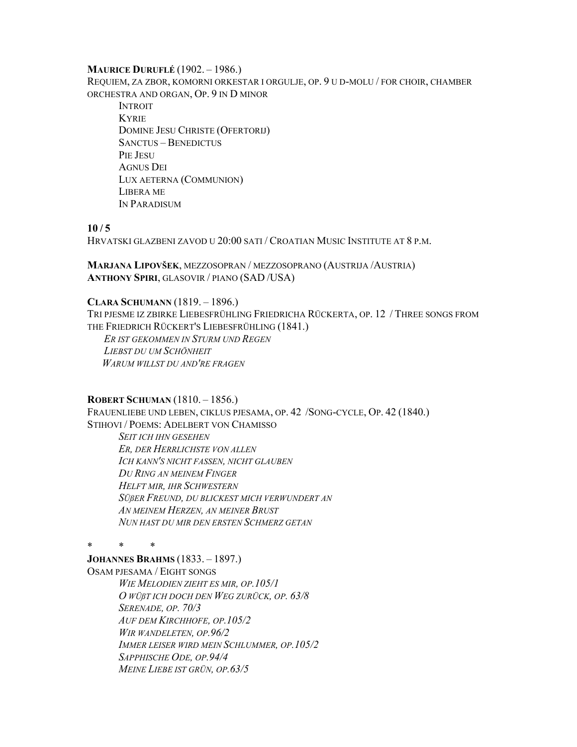**MAURICE DURUFLÉ** (1902. – 1986.)
REQUIEM, ZA ZBOR, KOMORNI ORKESTAR I ORGULJE, OP. 9 U D-MOLU / FOR CHOIR, CHAMBER ORCHESTRA AND ORGAN, OP. 9 IN D MINOR

- INTROIT
- KYRIE
- DOMINE JESU CHRISTE (OFERTORIJ)
- SANCTUS – BENEDICTUS
- PIE JESU
- AGNUS DEI
- LUX AETERNA (COMMUNION)
- LIBERA ME
- IN PARADISUM

**10 / 5**

HRVATSKI GLAZBENI ZAVOD U 20:00 SATI / CROATIAN MUSIC INSTITUTE AT 8 P.M.

**MARJANA LIPOVŠEK**, MEZZOSOPRAN / MEZZOSOPRANO (AUSTRIJA /AUSTRIA)
**ANTHONY SPIRI**, GLASOVIR / PIANO (SAD /USA)

**CLARA SCHUMANN** (1819. – 1896.)
TRI PJESME IZ ZBIRKE LIEBESFRÜHLING FRIEDRICHA RÜCKERTA, OP. 12 / THREE SONGS FROM THE FRIEDRICH RÜCKERT'S LIEBESFRÜHLING (1841.)

- *ER IST GEKOMMEN IN STURM UND REGEN*
- *LIEBST DU UM SCHÖNHEIT*
- *WARUM WILLST DU AND'RE FRAGEN*

**ROBERT SCHUMAN** (1810. – 1856.)
FRAUENLIEBE UND LEBEN, CIKLUS PJESAMA, OP. 42 /SONG-CYCLE, OP. 42 (1840.)
STIHOVI / POEMS: ADELBERT VON CHAMISSO

- *SEIT ICH IHN GESEHEN*
- *ER, DER HERRLICHSTE VON ALLEN*
- *ICH KANN'S NICHT FASSEN, NICHT GLAUBEN*
- *DU RING AN MEINEM FINGER*
- *HELFT MIR, IHR SCHWESTERN*
- *SÜßER FREUND, DU BLICKEST MICH VERWUNDERT AN*
- *AN MEINEM HERZEN, AN MEINER BRUST*
- *NUN HAST DU MIR DEN ERSTEN SCHMERZ GETAN*

\* \* \*

**JOHANNES BRAHMS** (1833. – 1897.)
OSAM PJESAMA / EIGHT SONGS

- *WIE MELODIEN ZIEHT ES MIR, OP.105/1*
- *O WÜßT ICH DOCH DEN WEG ZURÜCK, OP. 63/8*
- *SERENADE, OP. 70/3*
- *AUF DEM KIRCHHOFE, OP.105/2*
- *WIR WANDELETEN, OP.96/2*
- *IMMER LEISER WIRD MEIN SCHLUMMER, OP.105/2*
- *SAPPHISCHE ODE, OP.94/4*
- *MEINE LIEBE IST GRÜN, OP.63/5*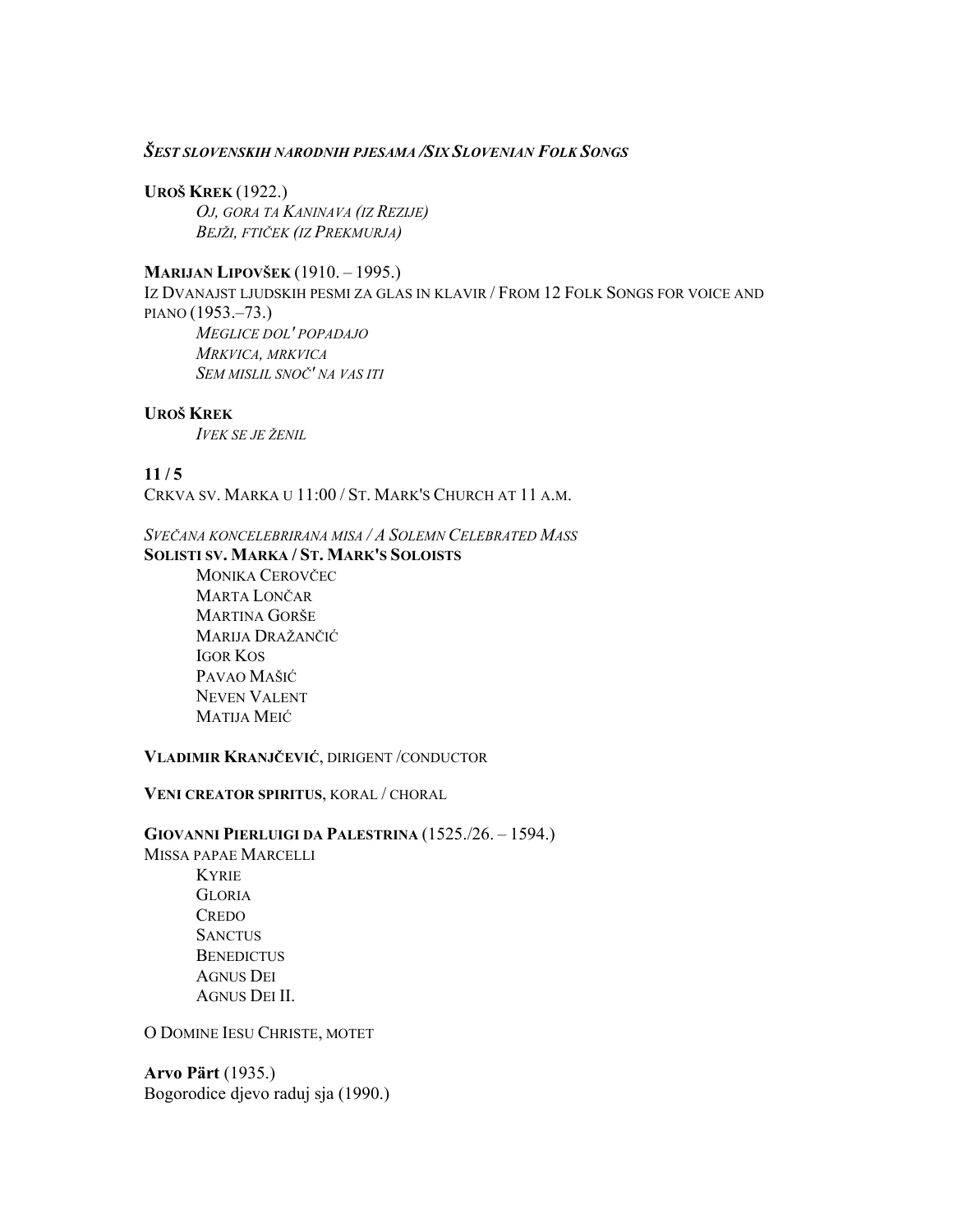***Šest slovenskih narodnih pjesama /Six Slovenian Folk Songs***

**Uroš Krek** (1922.)

*Oj, gora ta Kaninava (iz Rezije)*
*Bejži, ftiček (iz Prekmurja)*

**Marijan Lipovšek** (1910. – 1995.)
Iz Dvanajst ljudskih pesmi za glas in klavir / From 12 Folk Songs for voice and piano (1953.–73.)

*Meglice dol' popadajo*
*Mrkvica, mrkvica*
*Sem mislil snoč' na vas iti*

**Uroš Krek**

*Ivek se je ženil*

**11 / 5**
Crkva sv. Marka u 11:00 / St. Mark's Church at 11 a.m.

*Svečana koncelebrirana misa / A Solemn Celebrated Mass*
**Solisti sv. Marka / St. Mark's Soloists**

Monika Cerovčec
Marta Lončar
Martina Gorše
Marija Dražančić
Igor Kos
Pavao Mašić
Neven Valent
Matija Meić

**Vladimir Kranjčević**, dirigent /conductor

**Veni creator spiritus**, koral / choral

**Giovanni Pierluigi da Palestrina** (1525./26. – 1594.)
Missa papae Marcelli

Kyrie
Gloria
Credo
Sanctus
Benedictus
Agnus Dei
Agnus Dei II.

O Domine Iesu Christe, motet

**Arvo Pärt** (1935.)
Bogorodice djevo raduj sja (1990.)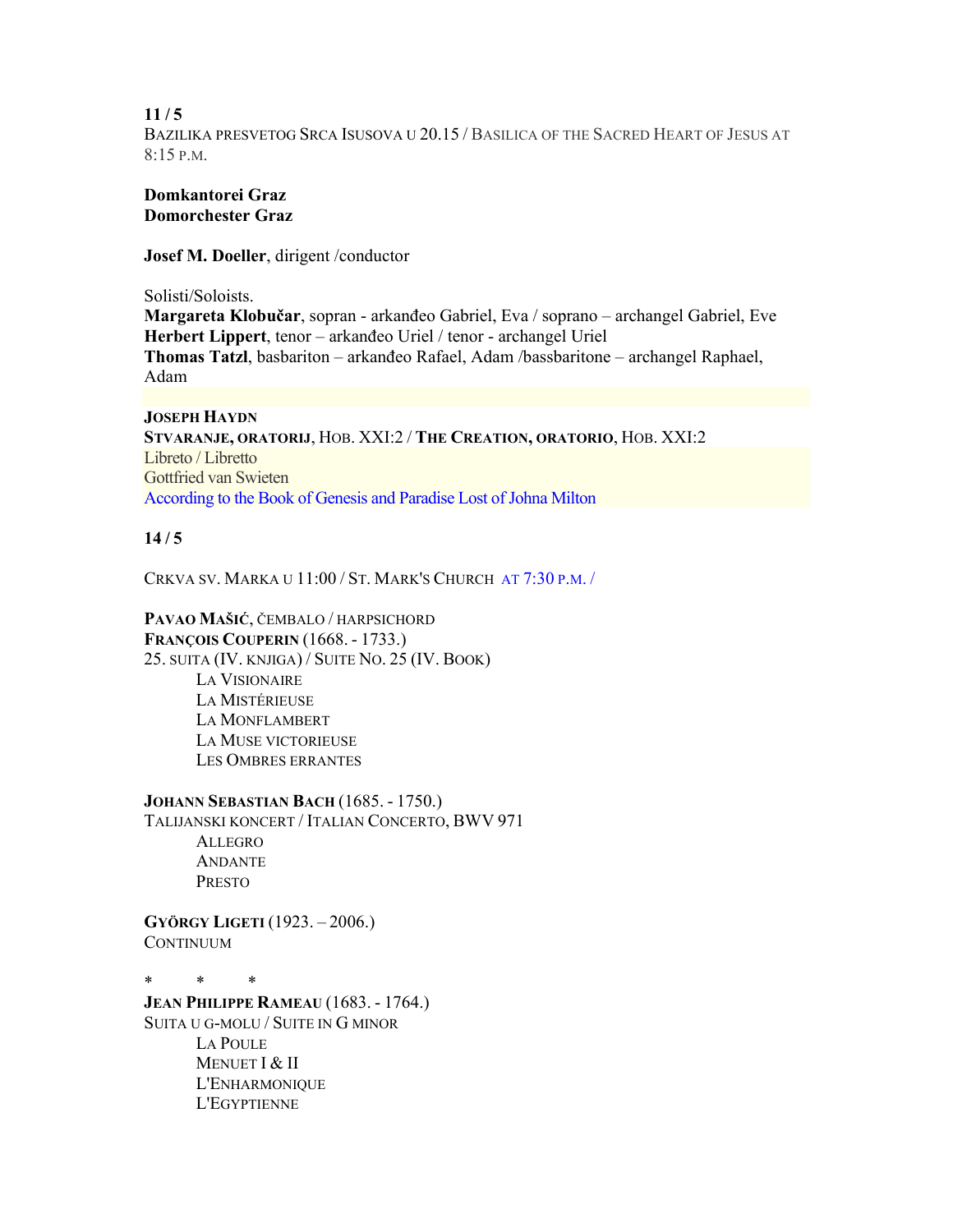**11 / 5**

BAZILIKA PRESVETOG SRCA ISUSOVA U 20.15 / BASILICA OF THE SACRED HEART OF JESUS AT 8:15 P.M.

**Domkantorei Graz**
**Domorchester Graz**

**Josef M. Doeller**, dirigent /conductor

Solisti/Soloists.
**Margareta Klobučar**, sopran - arkanđeo Gabriel, Eva / soprano – archangel Gabriel, Eve
**Herbert Lippert**, tenor – arkanđeo Uriel / tenor - archangel Uriel
**Thomas Tatzl**, basbariton – arkanđeo Rafael, Adam /bassbaritone – archangel Raphael, Adam

**JOSEPH HAYDN**
**STVARANJE, ORATORIJ**, HOB. XXI:2 / **THE CREATION, ORATORIO**, HOB. XXI:2
Libreto / Libretto
Gottfried van Swieten
According to the Book of Genesis and Paradise Lost of Johna Milton

**14 / 5**

CRKVA SV. MARKA U 11:00 / ST. MARK'S CHURCH AT 7:30 P.M. /

**PAVAO MAŠIĆ**, ČEMBALO / HARPSICHORD
**FRANÇOIS COUPERIN** (1668. - 1733.)
25. SUITA (IV. KNJIGA) / SUITE NO. 25 (IV. BOOK)
- LA VISIONAIRE
- LA MISTÉRIEUSE
- LA MONFLAMBERT
- LA MUSE VICTORIEUSE
- LES OMBRES ERRANTES

**JOHANN SEBASTIAN BACH** (1685. - 1750.)
TALIJANSKI KONCERT / ITALIAN CONCERTO, BWV 971
- ALLEGRO
- ANDANTE
- PRESTO

**GYÖRGY LIGETI** (1923. – 2006.)
CONTINUUM

\* \* \*

**JEAN PHILIPPE RAMEAU** (1683. - 1764.)
SUITA U G-MOLU / SUITE IN G MINOR
- LA POULE
- MENUET I & II
- L'ENHARMONIQUE
- L'EGYPTIENNE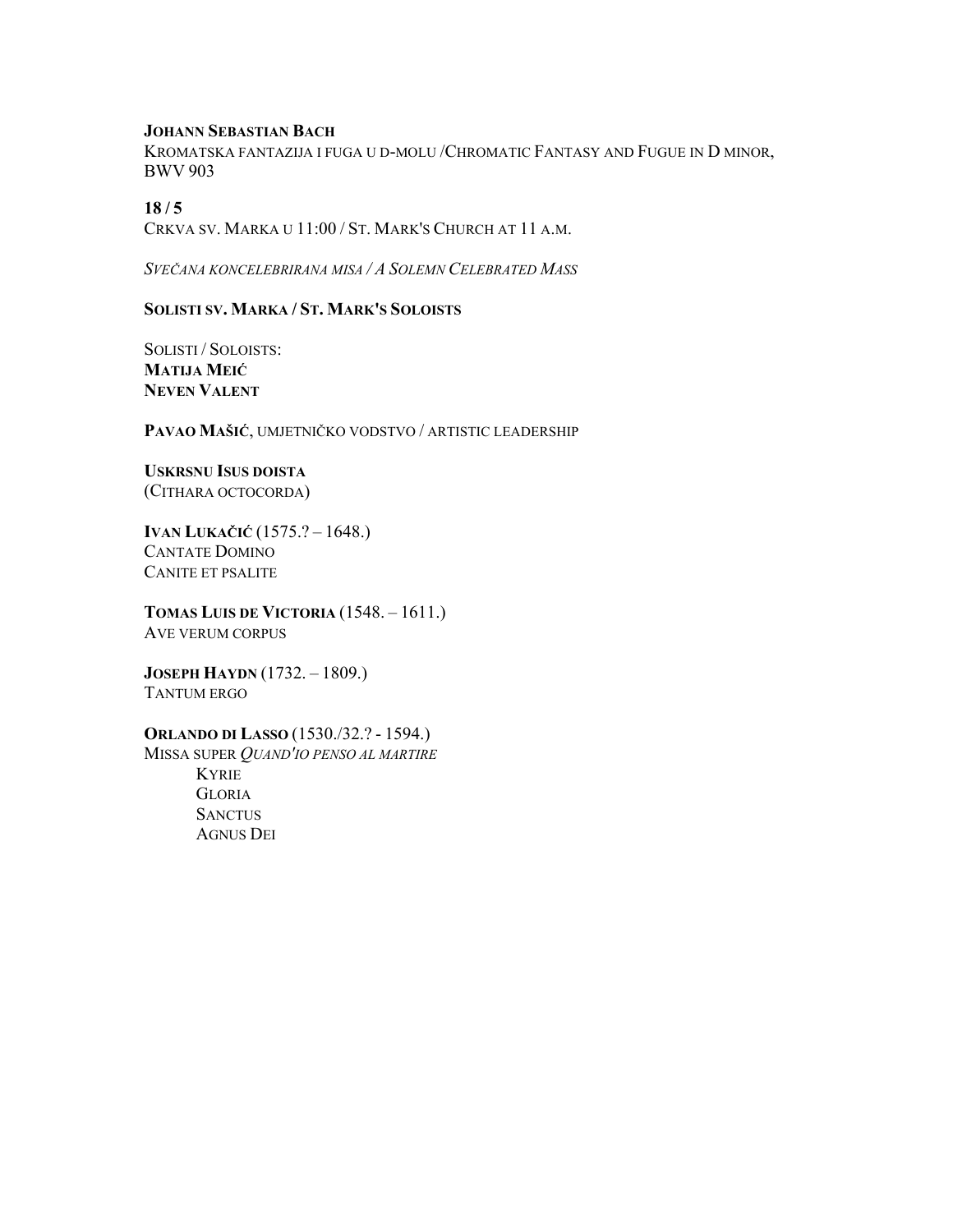**JOHANN SEBASTIAN BACH**
KROMATSKA FANTAZIJA I FUGA U D-MOLU /CHROMATIC FANTASY AND FUGUE IN D MINOR, BWV 903

**18 / 5**
CRKVA SV. MARKA U 11:00 / ST. MARK'S CHURCH AT 11 A.M.

*SVEČANA KONCELEBRIRANA MISA / A SOLEMN CELEBRATED MASS*

**SOLISTI SV. MARKA / ST. MARK'S SOLOISTS**

SOLISTI / SOLOISTS:
**MATIJA MEIĆ**
**NEVEN VALENT**

**PAVAO MAŠIĆ**, UMJETNIČKO VODSTVO / ARTISTIC LEADERSHIP

**USKRSNU ISUS DOISTA**
(CITHARA OCTOCORDA)

**IVAN LUKAČIĆ** (1575.? – 1648.)
CANTATE DOMINO
CANITE ET PSALITE

**TOMAS LUIS DE VICTORIA** (1548. – 1611.)
AVE VERUM CORPUS

**JOSEPH HAYDN** (1732. – 1809.)
TANTUM ERGO

**ORLANDO DI LASSO** (1530./32.? - 1594.)
MISSA SUPER *QUAND'IO PENSO AL MARTIRE*

- KYRIE
- GLORIA
- SANCTUS
- AGNUS DEI